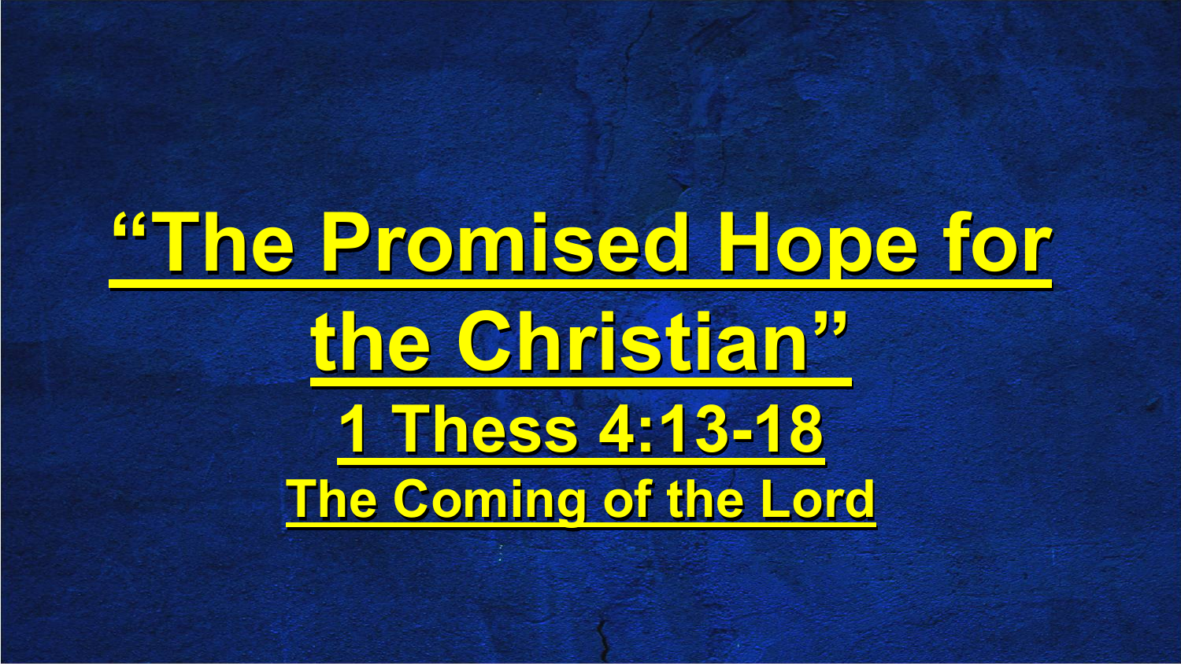# “The Promised Hope for the Christian”

## 1 Thess 4:13-18

### The Coming of the Lord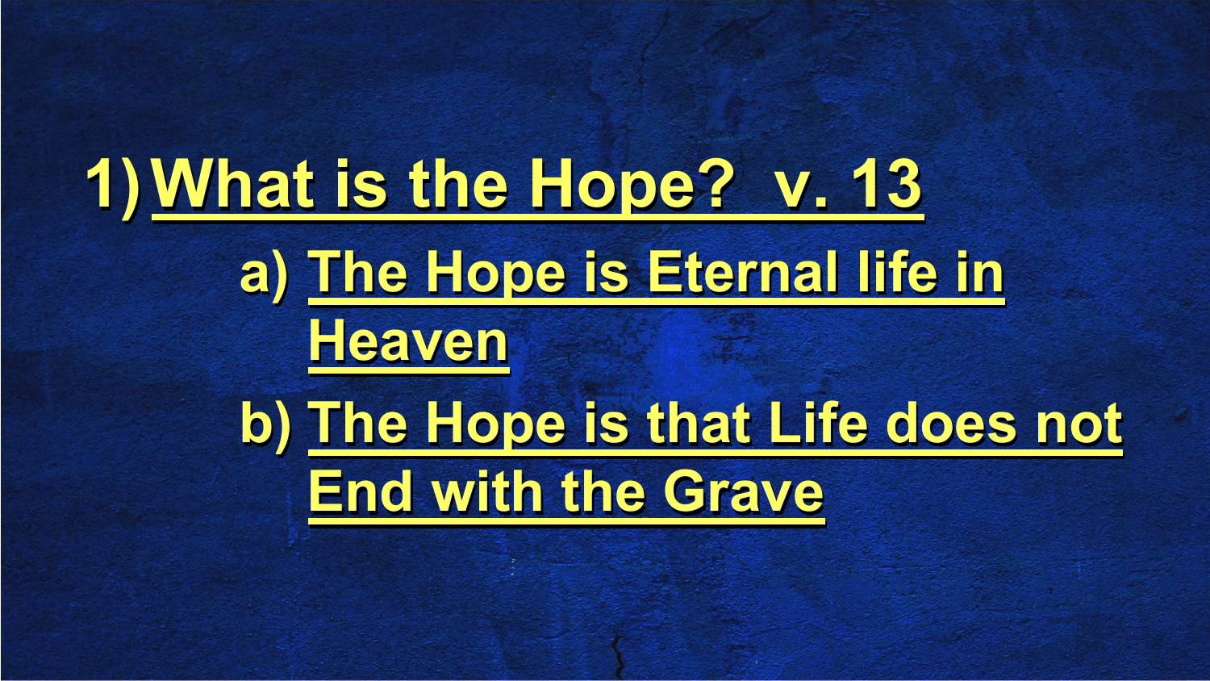1) What is the Hope? v. 13
   a) The Hope is Eternal life in Heaven
   b) The Hope is that Life does not End with the Grave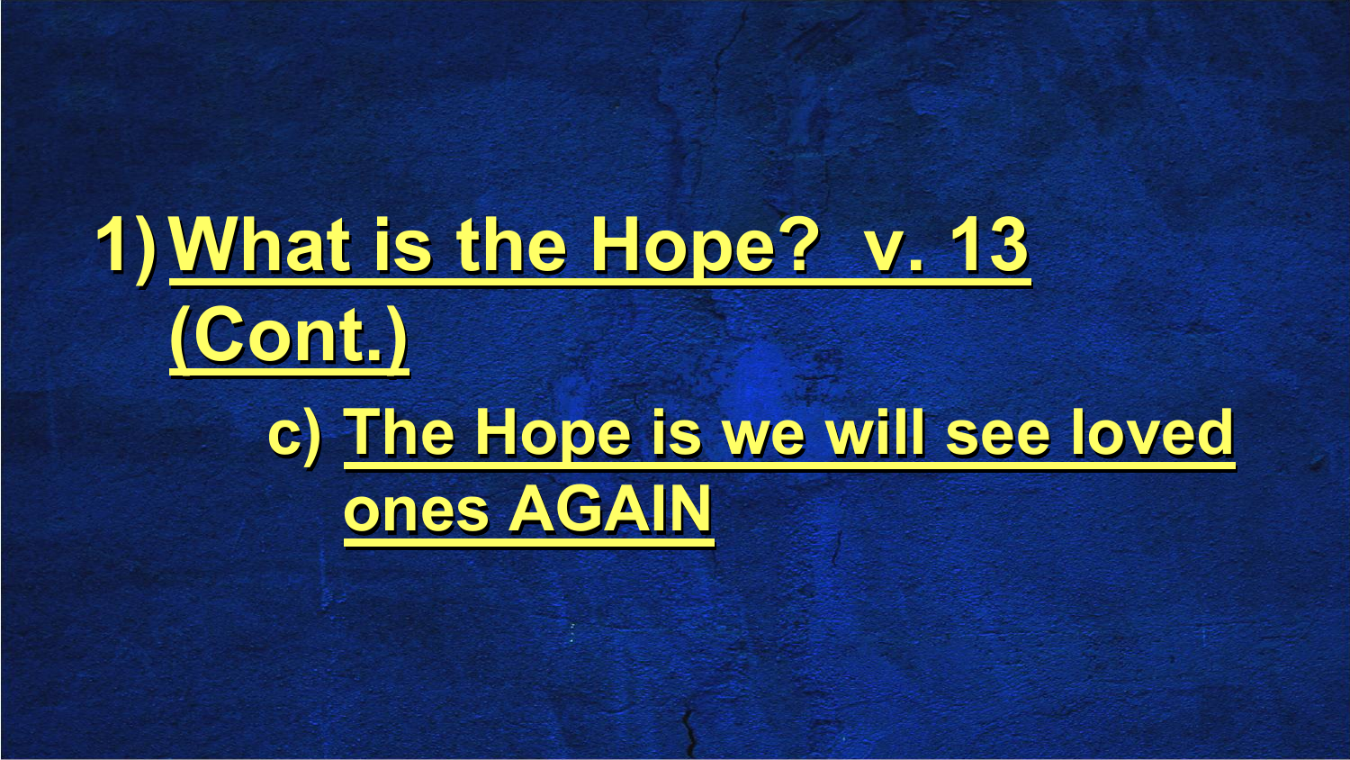1) **What is the Hope? v. 13 (Cont.)**

   c) **The Hope is we will see loved ones AGAIN**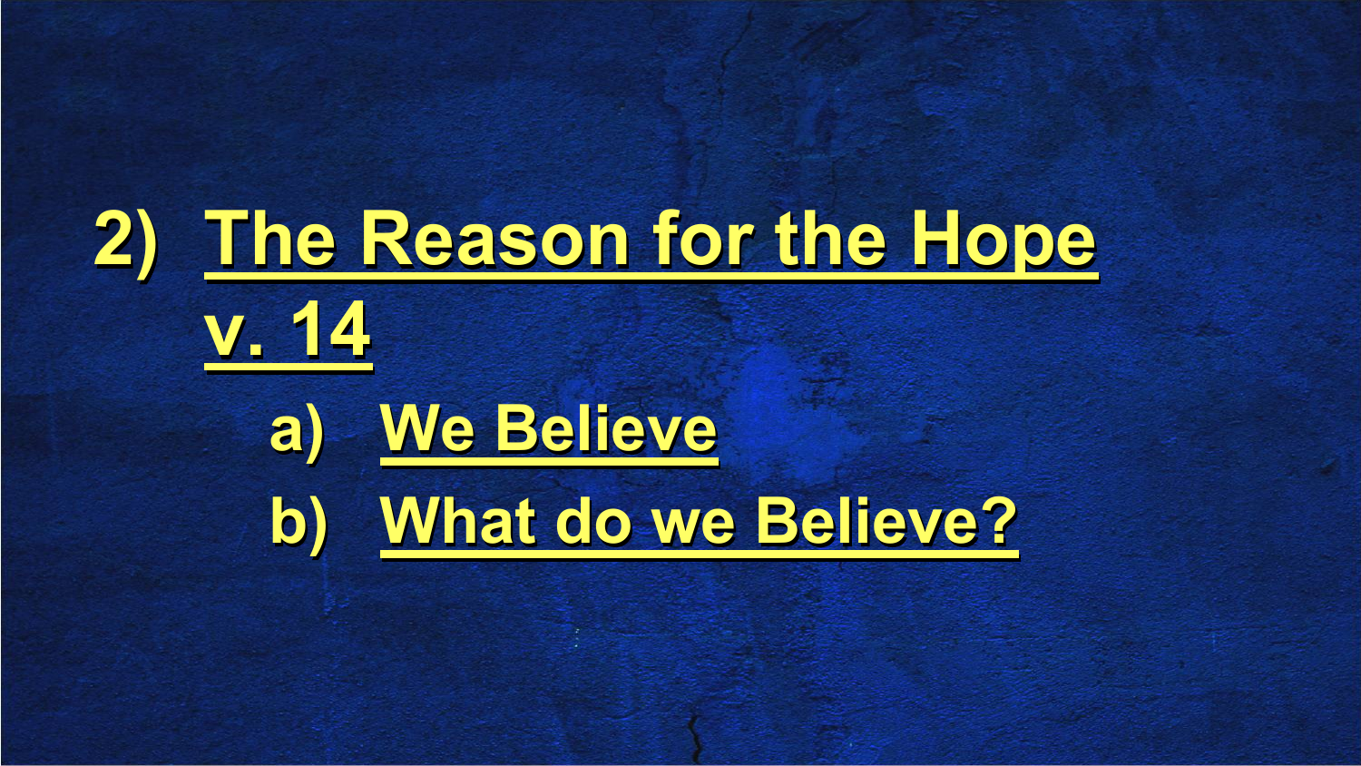2) <u>The Reason for the Hope v. 14</u>

   a) <u>We Believe</u>

   b) <u>What do we Believe?</u>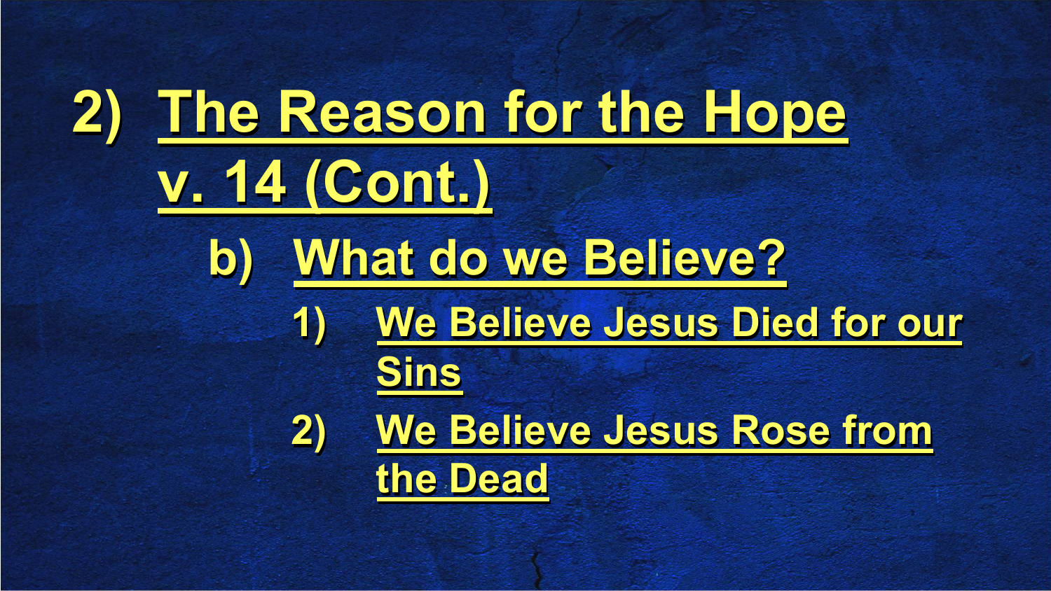# 2) The Reason for the Hope v. 14 (Cont.)

## b) What do we Believe?

1) We Believe Jesus Died for our Sins

2) We Believe Jesus Rose from the Dead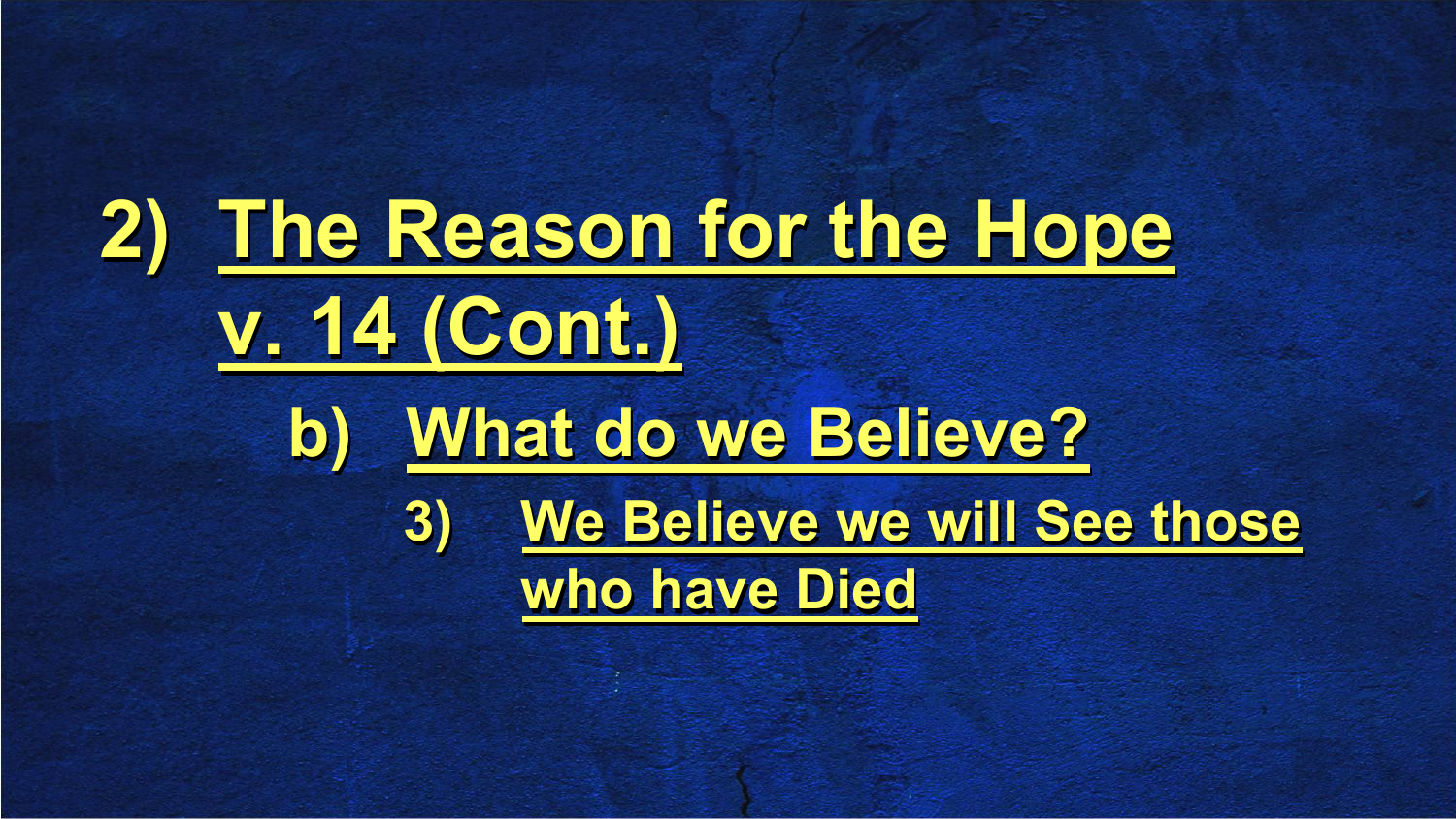# 2) The Reason for the Hope v. 14 (Cont.)

## b) What do we Believe?

### 3) We Believe we will See those who have Died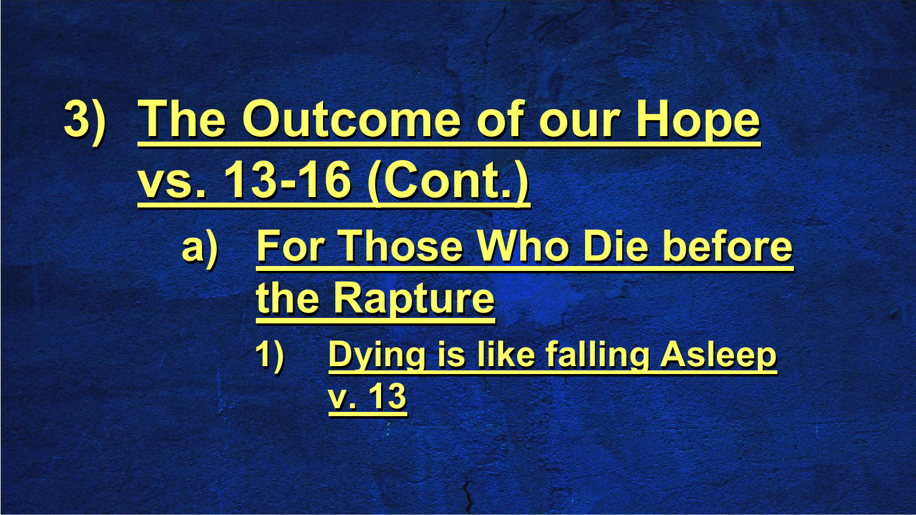# 3) The Outcome of our Hope vs. 13-16 (Cont.)

## a) For Those Who Die before the Rapture

### 1) Dying is like falling Asleep v. 13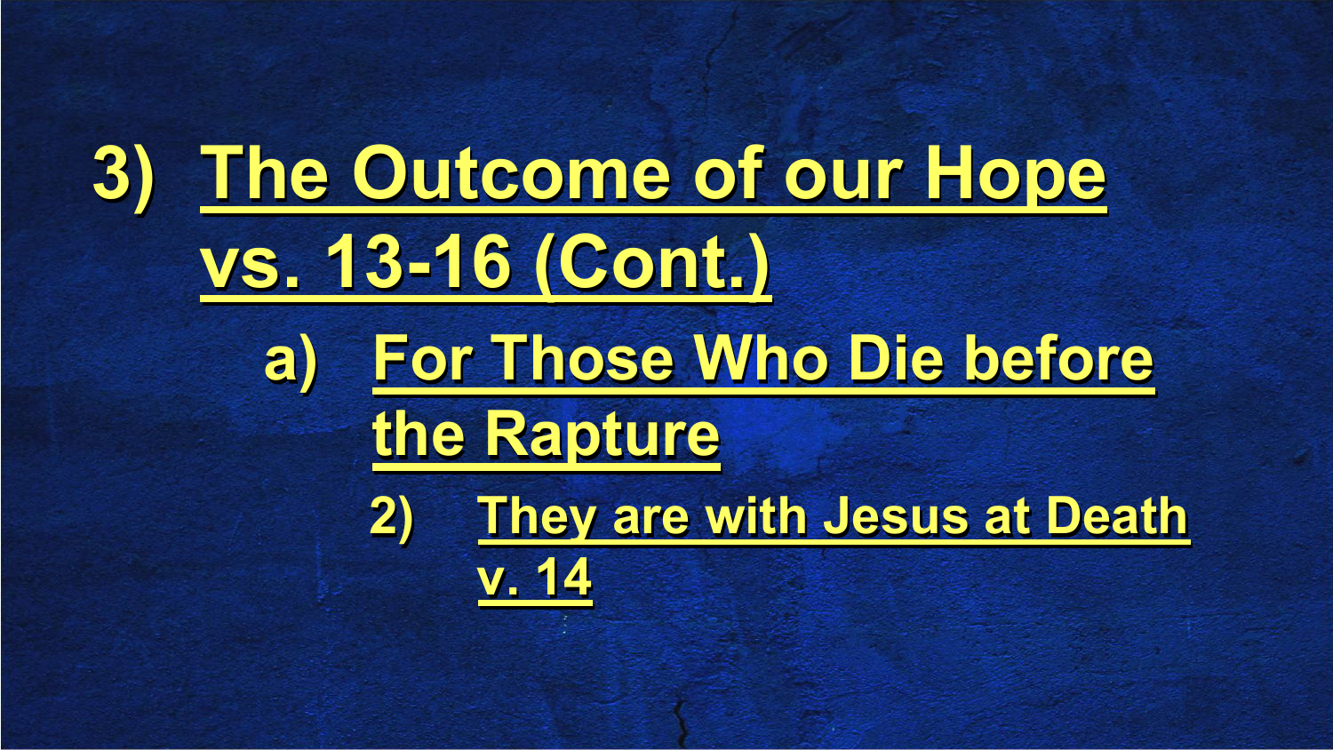# 3) The Outcome of our Hope vs. 13-16 (Cont.)

## a) For Those Who Die before the Rapture

### 2) They are with Jesus at Death v. 14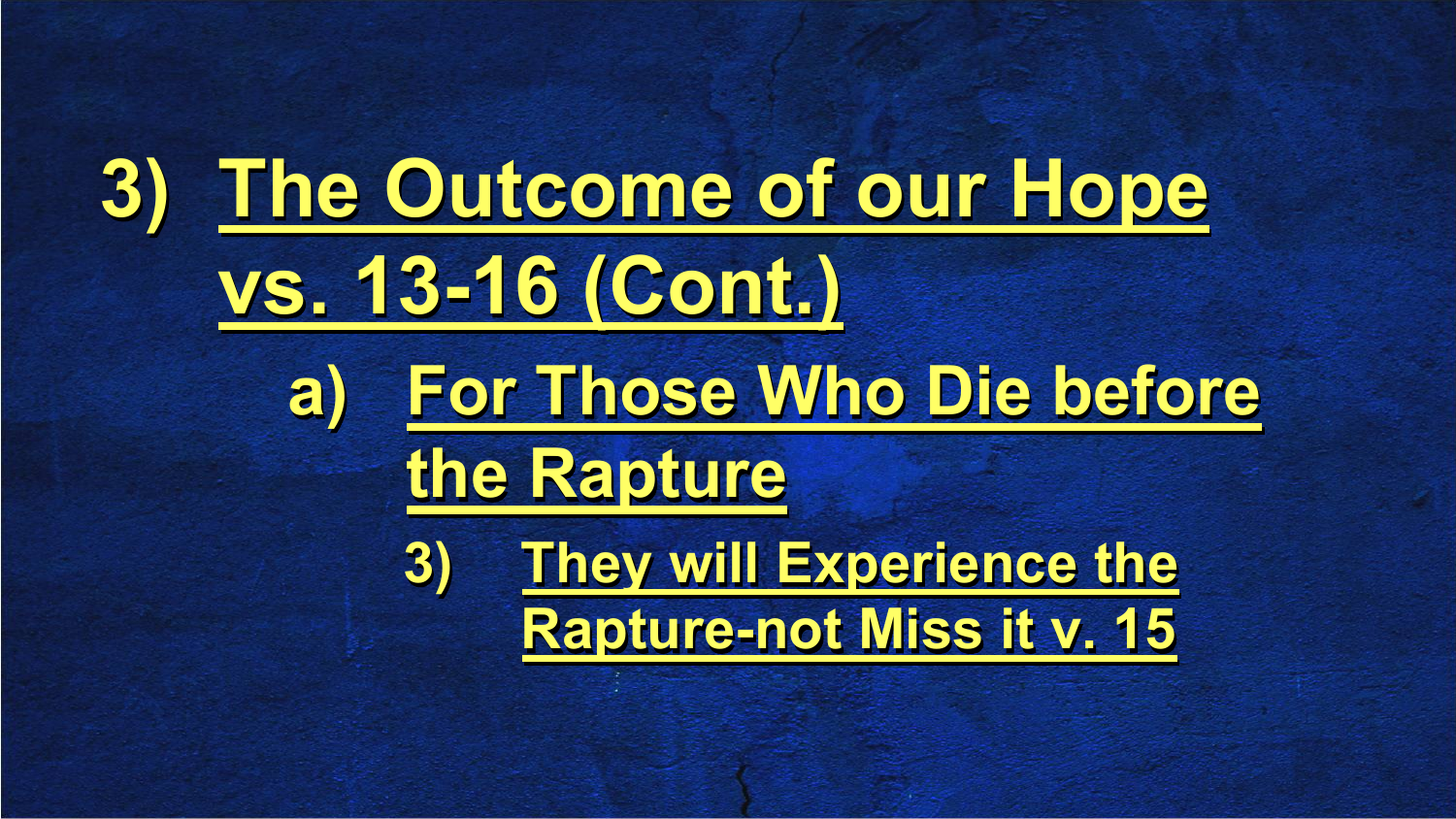# 3) The Outcome of our Hope vs. 13-16 (Cont.)

## a) For Those Who Die before the Rapture

### 3) They will Experience the Rapture-not Miss it v. 15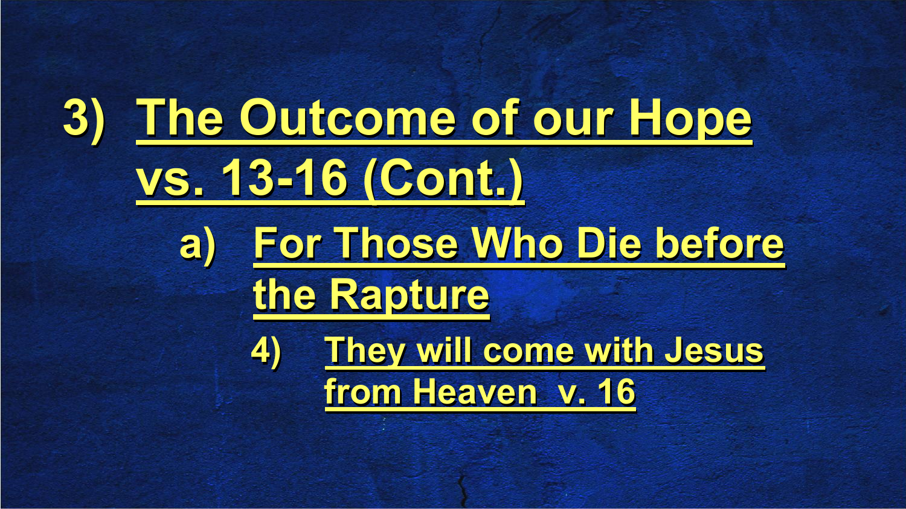# 3) The Outcome of our Hope vs. 13-16 (Cont.)

## a) For Those Who Die before the Rapture

### 4) They will come with Jesus from Heaven v. 16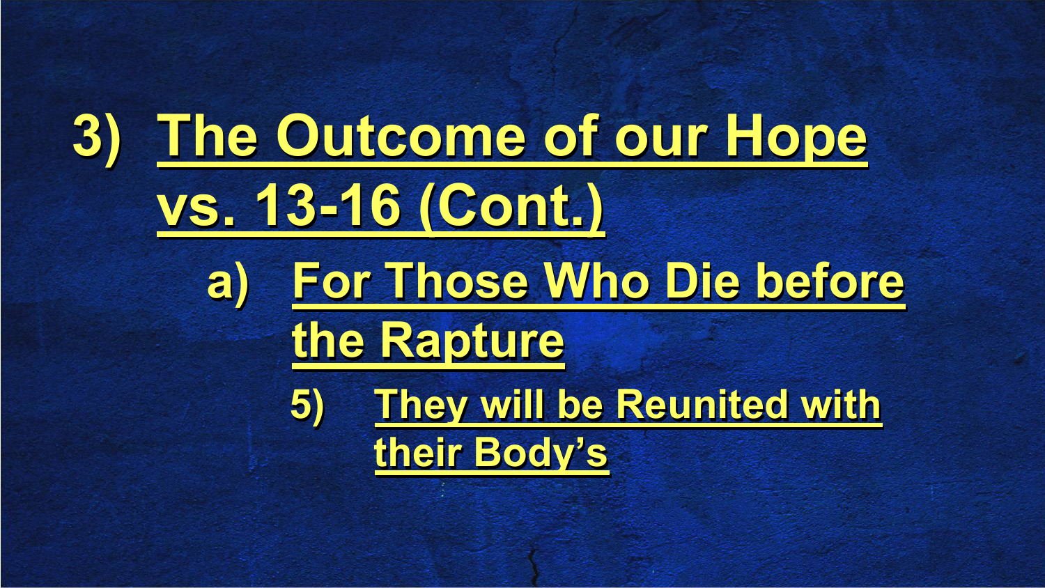# 3) The Outcome of our Hope vs. 13-16 (Cont.)

## a) For Those Who Die before the Rapture

### 5) They will be Reunited with their Body's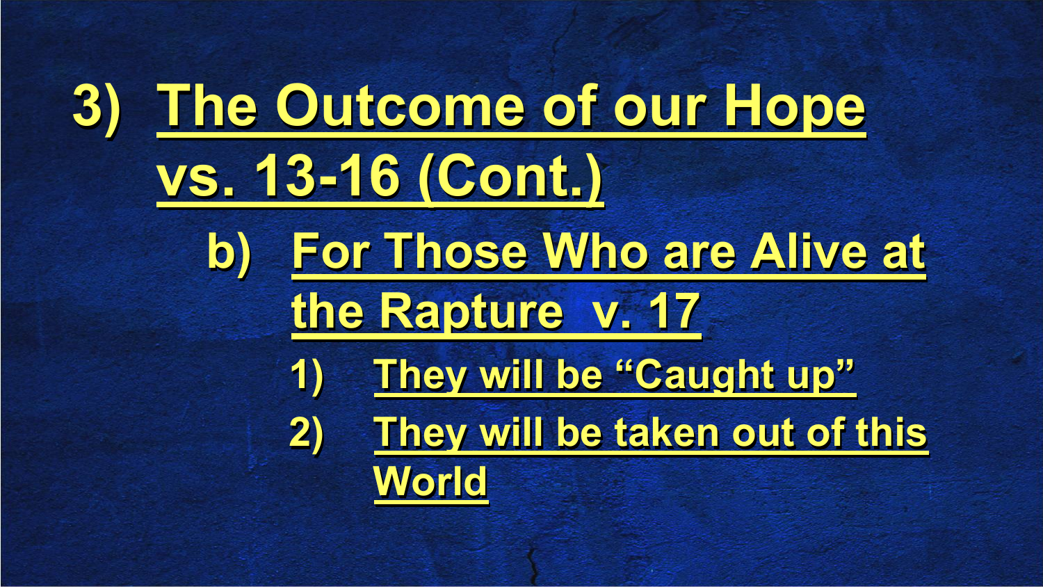# 3) The Outcome of our Hope vs. 13-16 (Cont.)

## b) For Those Who are Alive at the Rapture v. 17

1) They will be “Caught up”
2) They will be taken out of this World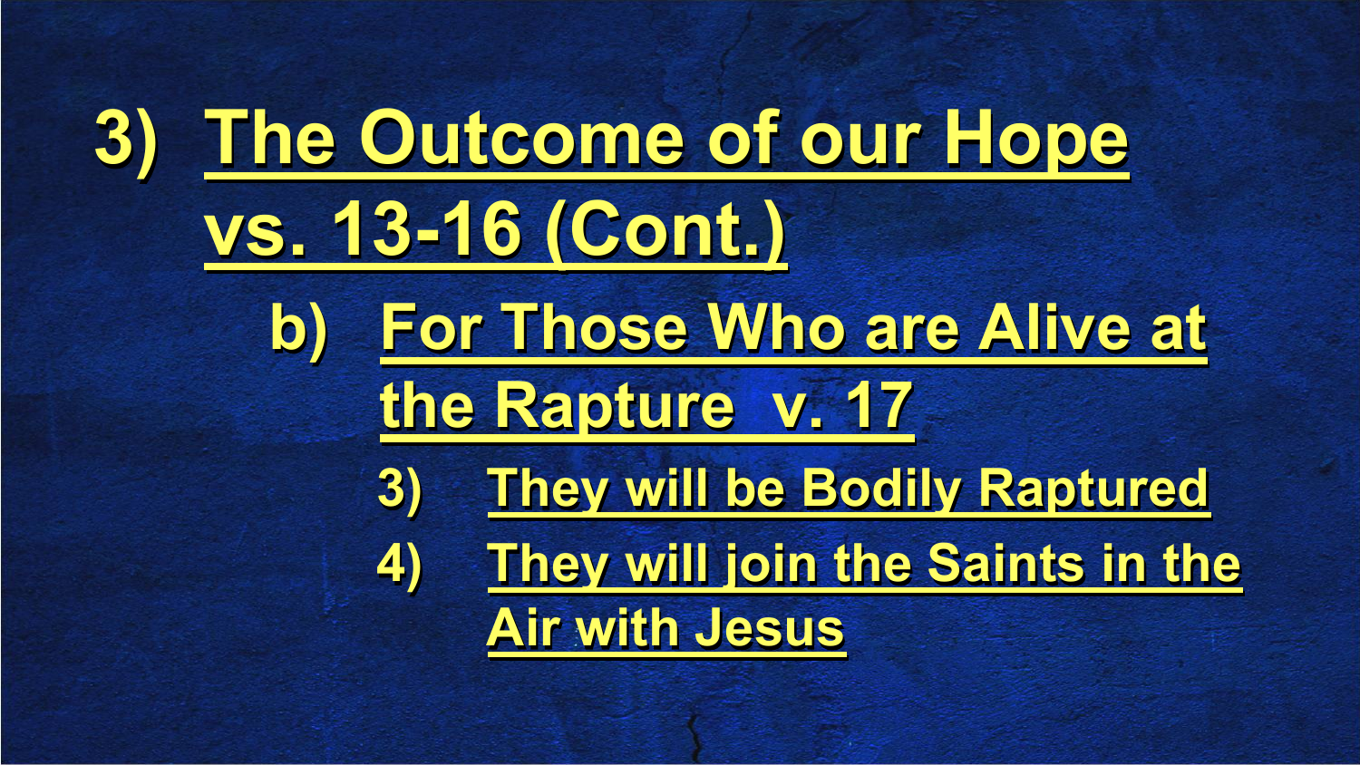# 3) The Outcome of our Hope vs. 13-16 (Cont.)

## b) For Those Who are Alive at the Rapture v. 17

3) They will be Bodily Raptured

4) They will join the Saints in the Air with Jesus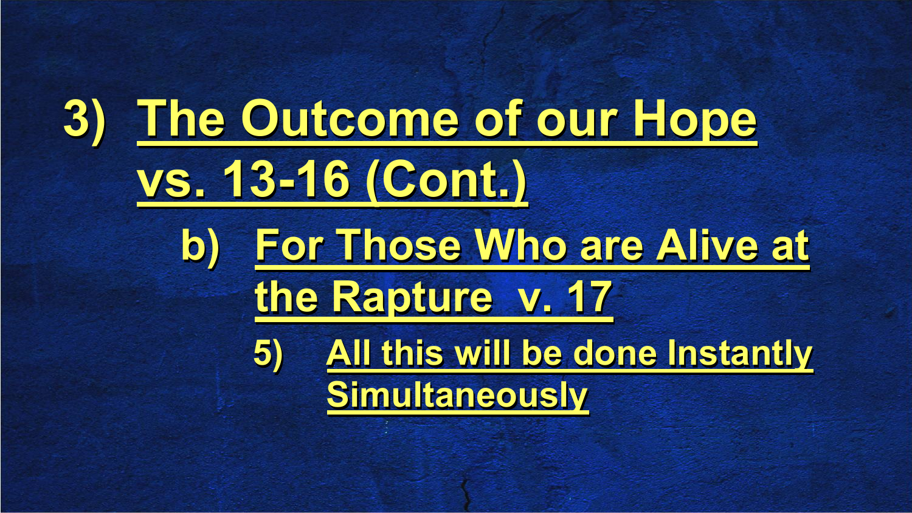# 3) The Outcome of our Hope vs. 13-16 (Cont.)

## b) For Those Who are Alive at the Rapture v. 17

### 5) All this will be done Instantly Simultaneously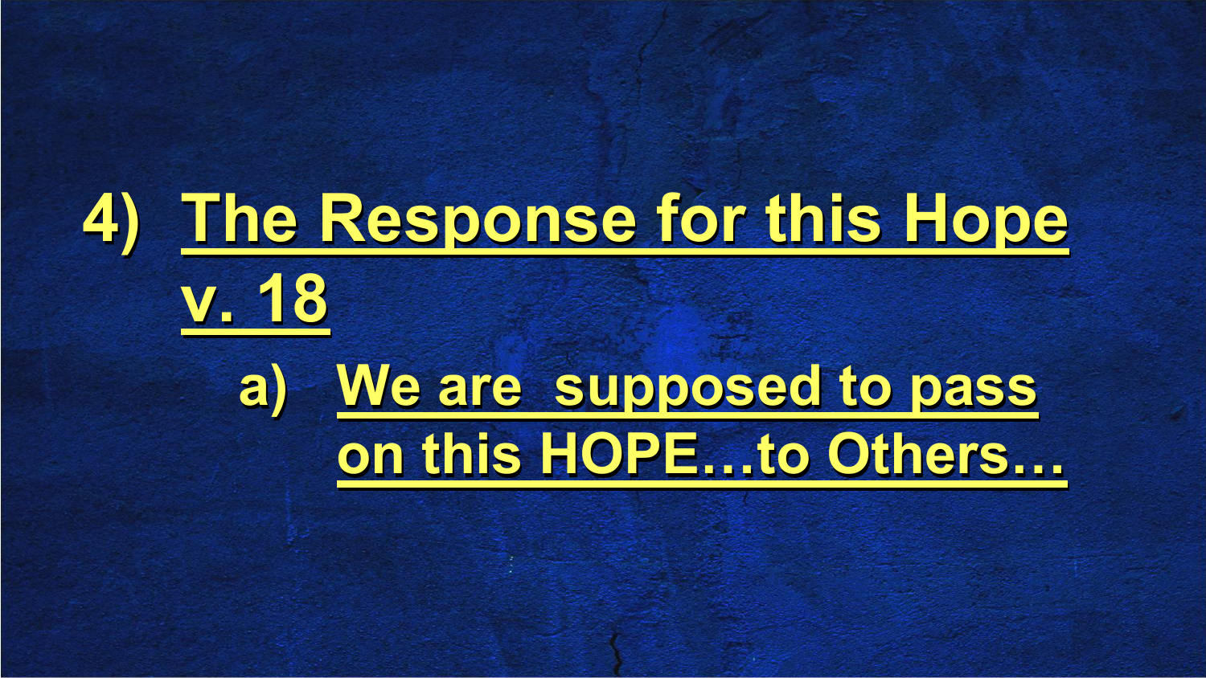4) The Response for this Hope v. 18

   a) We are  supposed to pass on this HOPE…to Others…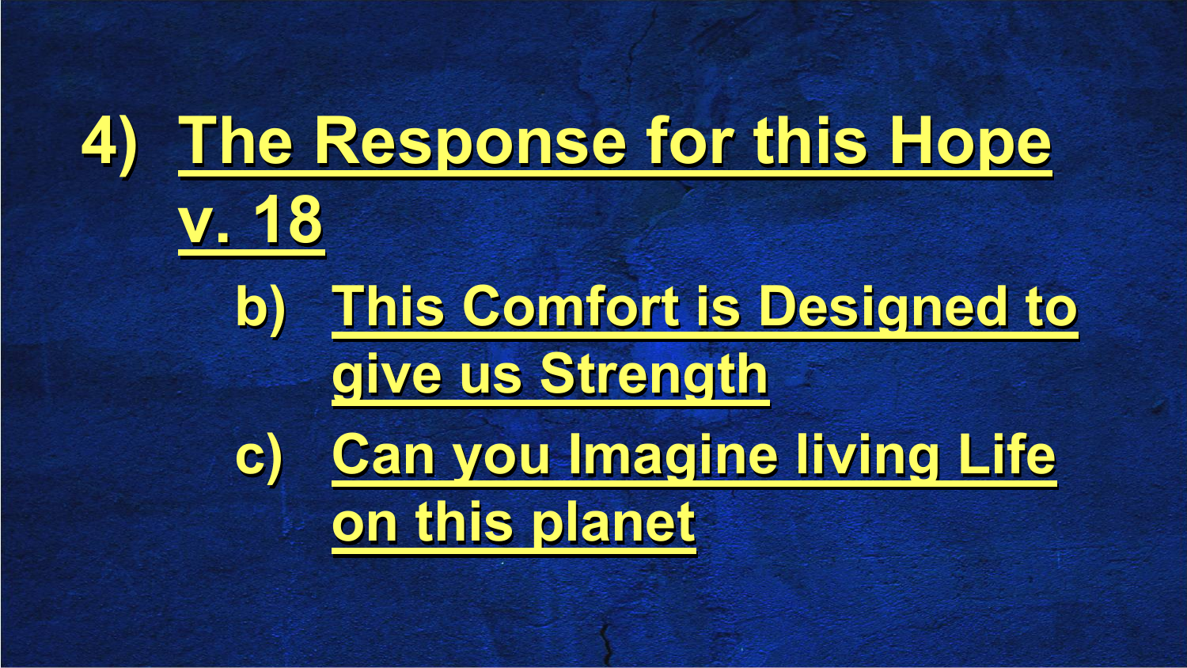## 4) The Response for this Hope v. 18

b) This Comfort is Designed to give us Strength

c) Can you Imagine living Life on this planet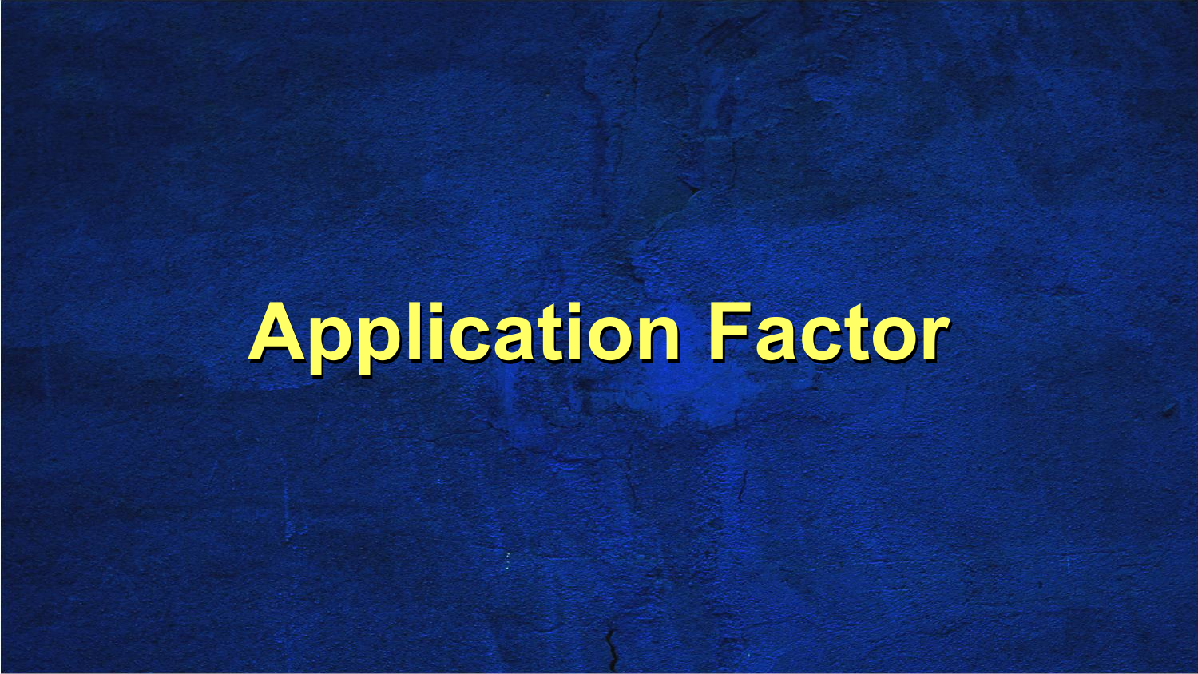# Application Factor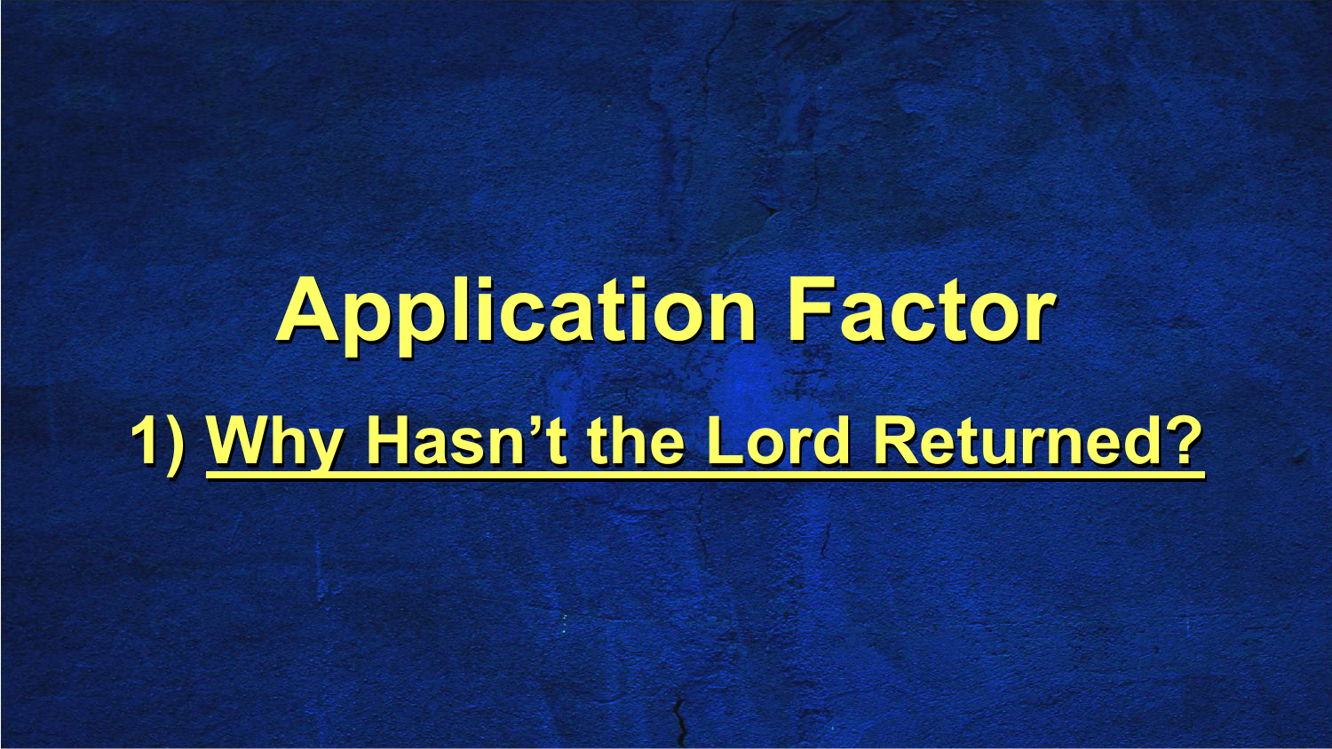# Application Factor

## 1) <u>Why Hasn't the Lord Returned?</u>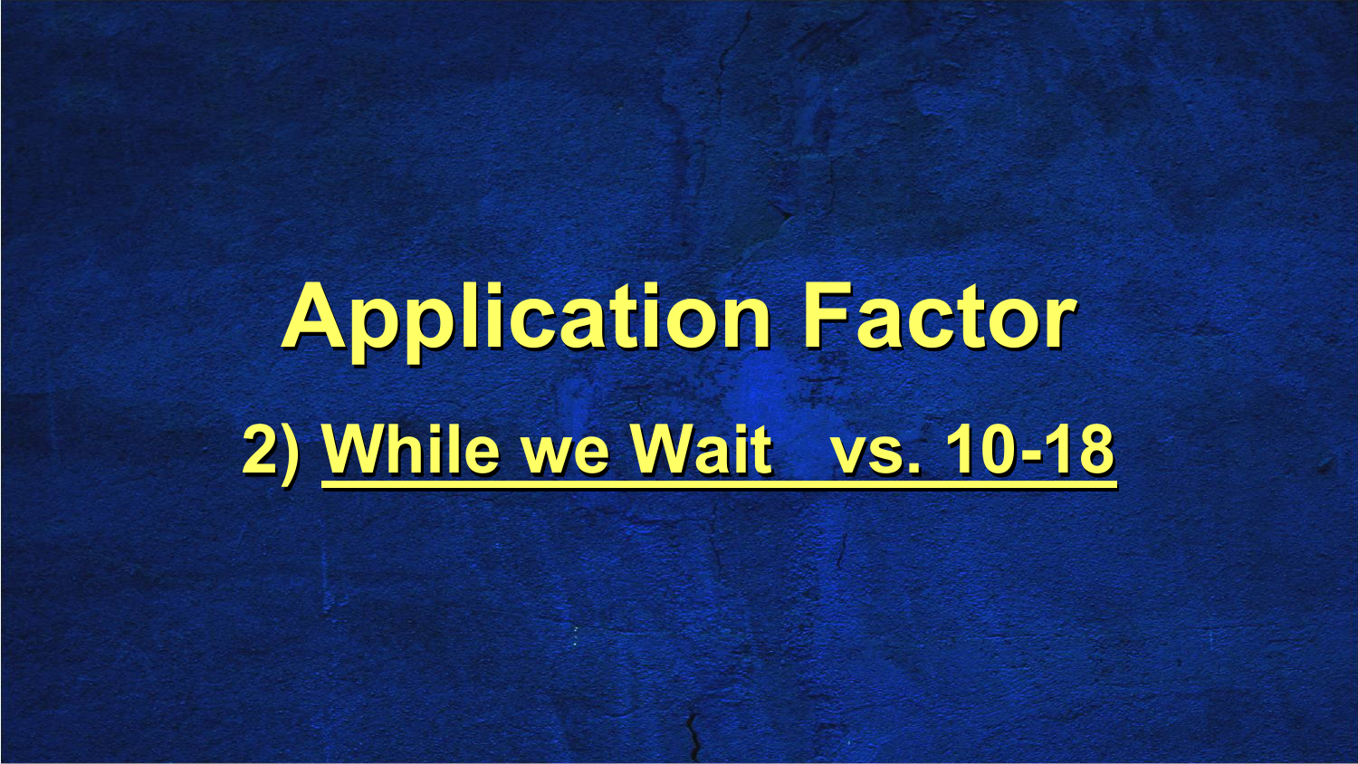# Application Factor

## 2) <u>While we Wait vs. 10-18</u>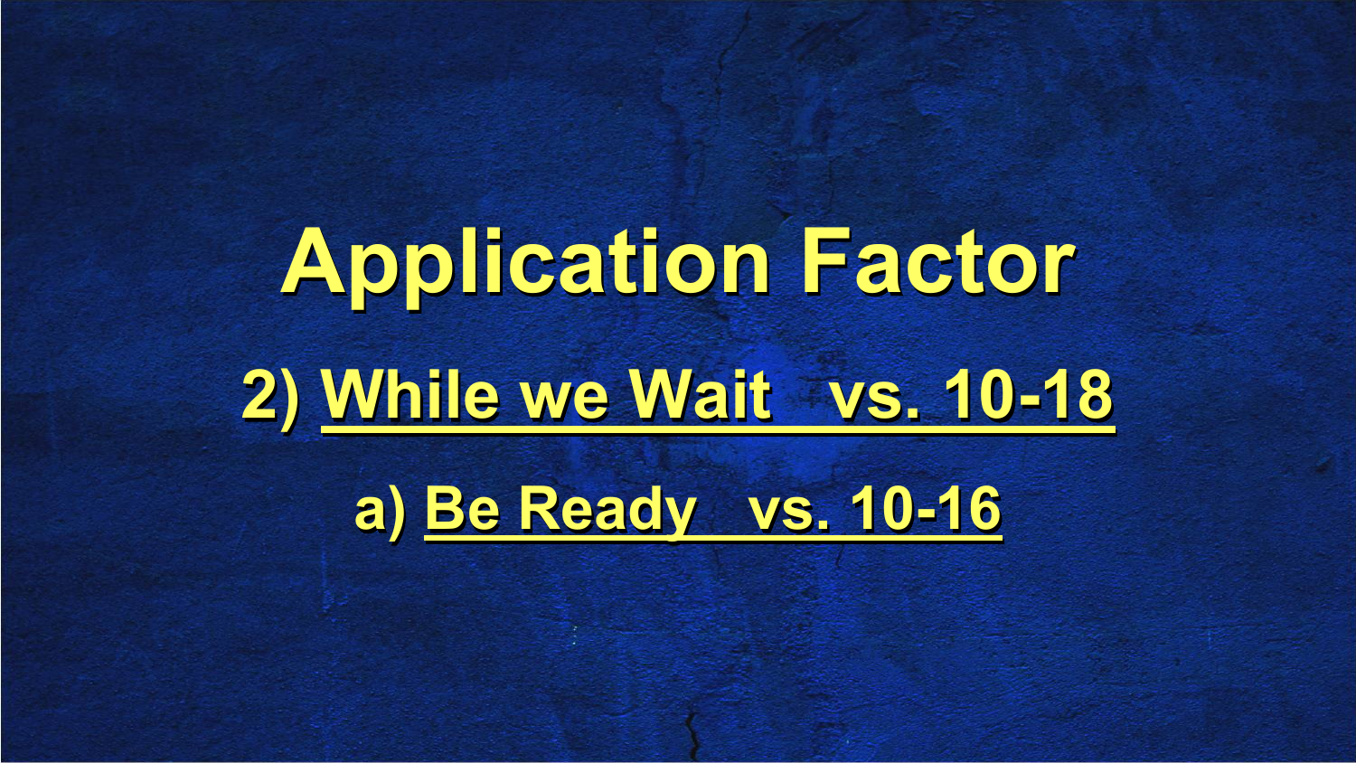# Application Factor

## 2) <u>While we Wait vs. 10-18</u>

### a) <u>Be Ready vs. 10-16</u>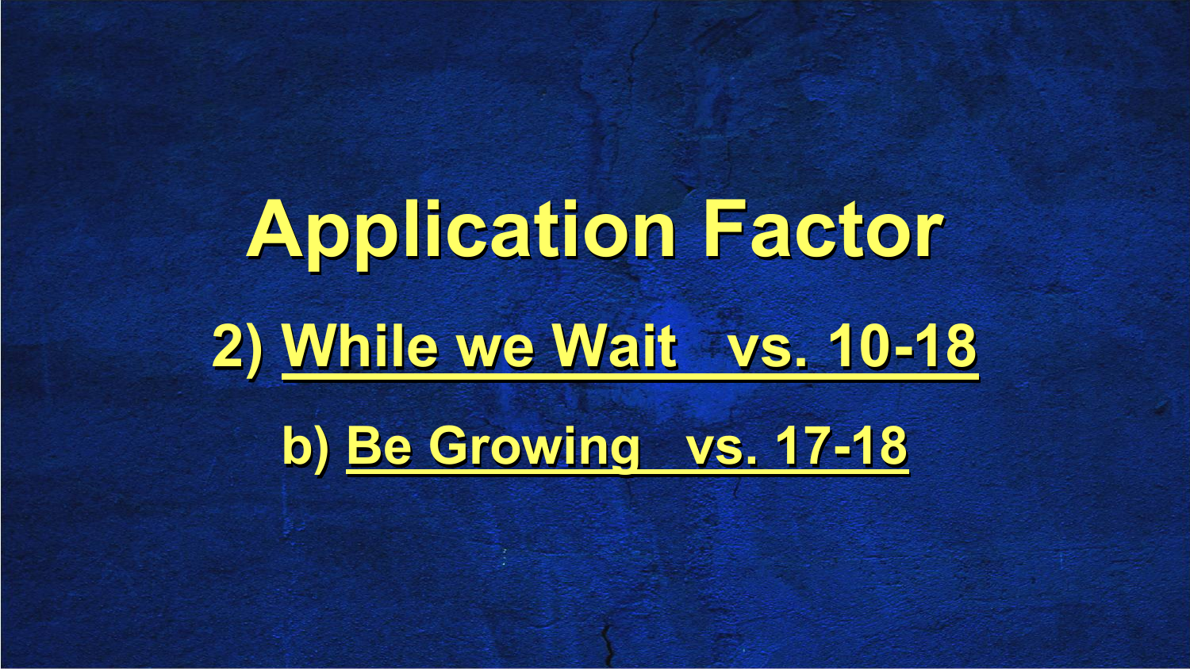# Application Factor

## 2) While we Wait vs. 10-18

### b) Be Growing vs. 17-18